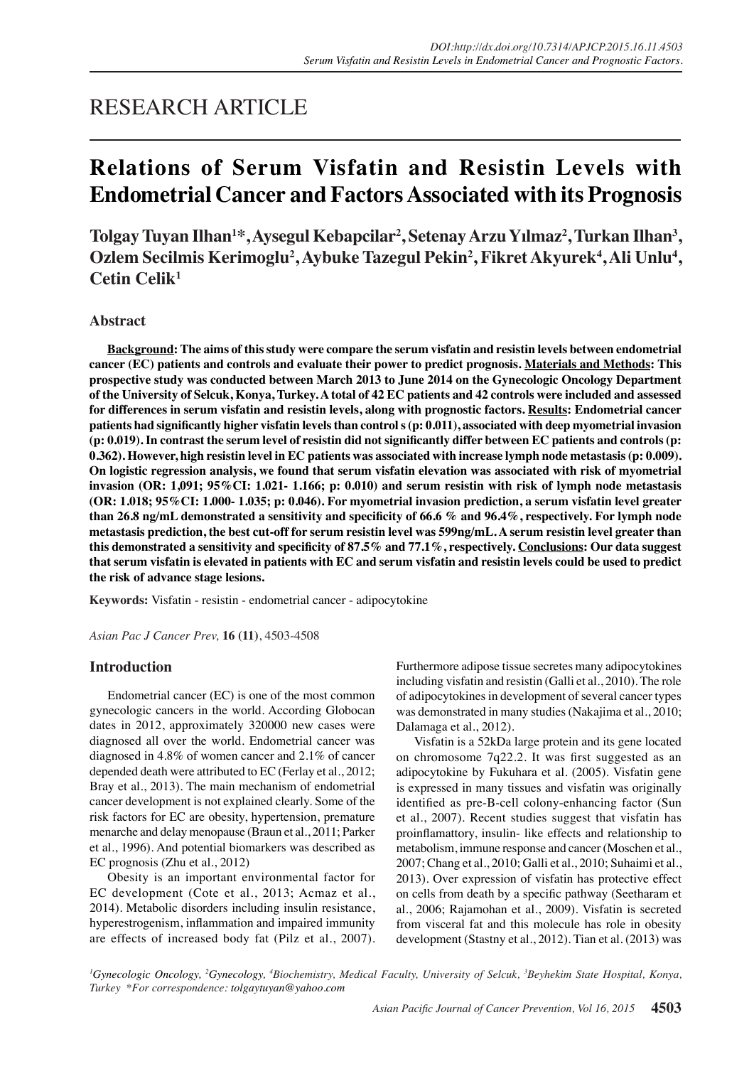RESEARCH ARTICLE

# Relations of Serum Visfatin and Resistin Levels with Endometrial Cancer and Factors Associated with its Prognosis

**Tolgay Tuyan Ilhan[1]*, Aysegul Kebapcilar[2], Setenay Arzu Yılmaz[2], Turkan Ilhan[3], Ozlem Secilmis Kerimoglu[2], Aybuke Tazegul Pekin[2], Fikret Akyurek[4], Ali Unlu[4], Cetin Celik[1]**

## Abstract

**Background: The aims of this study were compare the serum visfatin and resistin levels between endometrial cancer (EC) patients and controls and evaluate their power to predict prognosis. Materials and Methods: This prospective study was conducted between March 2013 to June 2014 on the Gynecologic Oncology Department of the University of Selcuk, Konya, Turkey. A total of 42 EC patients and 42 controls were included and assessed for differences in serum visfatin and resistin levels, along with prognostic factors. Results: Endometrial cancer patients had significantly higher visfatin levels than control s (p: 0.011), associated with deep myometrial invasion (p: 0.019). In contrast the serum level of resistin did not significantly differ between EC patients and controls (p: 0.362). However, high resistin level in EC patients was associated with increase lymph node metastasis (p: 0.009). On logistic regression analysis, we found that serum visfatin elevation was associated with risk of myometrial invasion (OR: 1,091; 95%CI: 1.021- 1.166; p: 0.010) and serum resistin with risk of lymph node metastasis (OR: 1.018; 95%CI: 1.000- 1.035; p: 0.046). For myometrial invasion prediction, a serum visfatin level greater than 26.8 ng/mL demonstrated a sensitivity and specificity of 66.6 % and 96.4%, respectively. For lymph node metastasis prediction, the best cut-off for serum resistin level was 599ng/mL. A serum resistin level greater than this demonstrated a sensitivity and specificity of 87.5% and 77.1%, respectively. Conclusions: Our data suggest that serum visfatin is elevated in patients with EC and serum visfatin and resistin levels could be used to predict the risk of advance stage lesions.**

**Keywords:** Visfatin - resistin - endometrial cancer - adipocytokine

*Asian Pac J Cancer Prev,* **16 (11)**, 4503-4508

## Introduction

Endometrial cancer (EC) is one of the most common gynecologic cancers in the world. According Globocan dates in 2012, approximately 320000 new cases were diagnosed all over the world. Endometrial cancer was diagnosed in 4.8% of women cancer and 2.1% of cancer depended death were attributed to EC (Ferlay et al., 2012; Bray et al., 2013). The main mechanism of endometrial cancer development is not explained clearly. Some of the risk factors for EC are obesity, hypertension, premature menarche and delay menopause (Braun et al., 2011; Parker et al., 1996). And potential biomarkers was described as EC prognosis (Zhu et al., 2012)

Obesity is an important environmental factor for EC development (Cote et al., 2013; Acmaz et al., 2014). Metabolic disorders including insulin resistance, hyperestrogenism, inflammation and impaired immunity are effects of increased body fat (Pilz et al., 2007). Furthermore adipose tissue secretes many adipocytokines including visfatin and resistin (Galli et al., 2010). The role of adipocytokines in development of several cancer types was demonstrated in many studies (Nakajima et al., 2010; Dalamaga et al., 2012).

Visfatin is a 52kDa large protein and its gene located on chromosome 7q22.2. It was first suggested as an adipocytokine by Fukuhara et al. (2005). Visfatin gene is expressed in many tissues and visfatin was originally identified as pre-B-cell colony-enhancing factor (Sun et al., 2007). Recent studies suggest that visfatin has proinflamattory, insulin- like effects and relationship to metabolism, immune response and cancer (Moschen et al., 2007; Chang et al., 2010; Galli et al., 2010; Suhaimi et al., 2013). Over expression of visfatin has protective effect on cells from death by a specific pathway (Seetharam et al., 2006; Rajamohan et al., 2009). Visfatin is secreted from visceral fat and this molecule has role in obesity development (Stastny et al., 2012). Tian et al. (2013) was

*[1]Gynecologic Oncology, [2]Gynecology, [4]Biochemistry, Medical Faculty, University of Selcuk, [3]Beyhekim State Hospital, Konya, Turkey *For correspondence: tolgaytuyan@yahoo.com*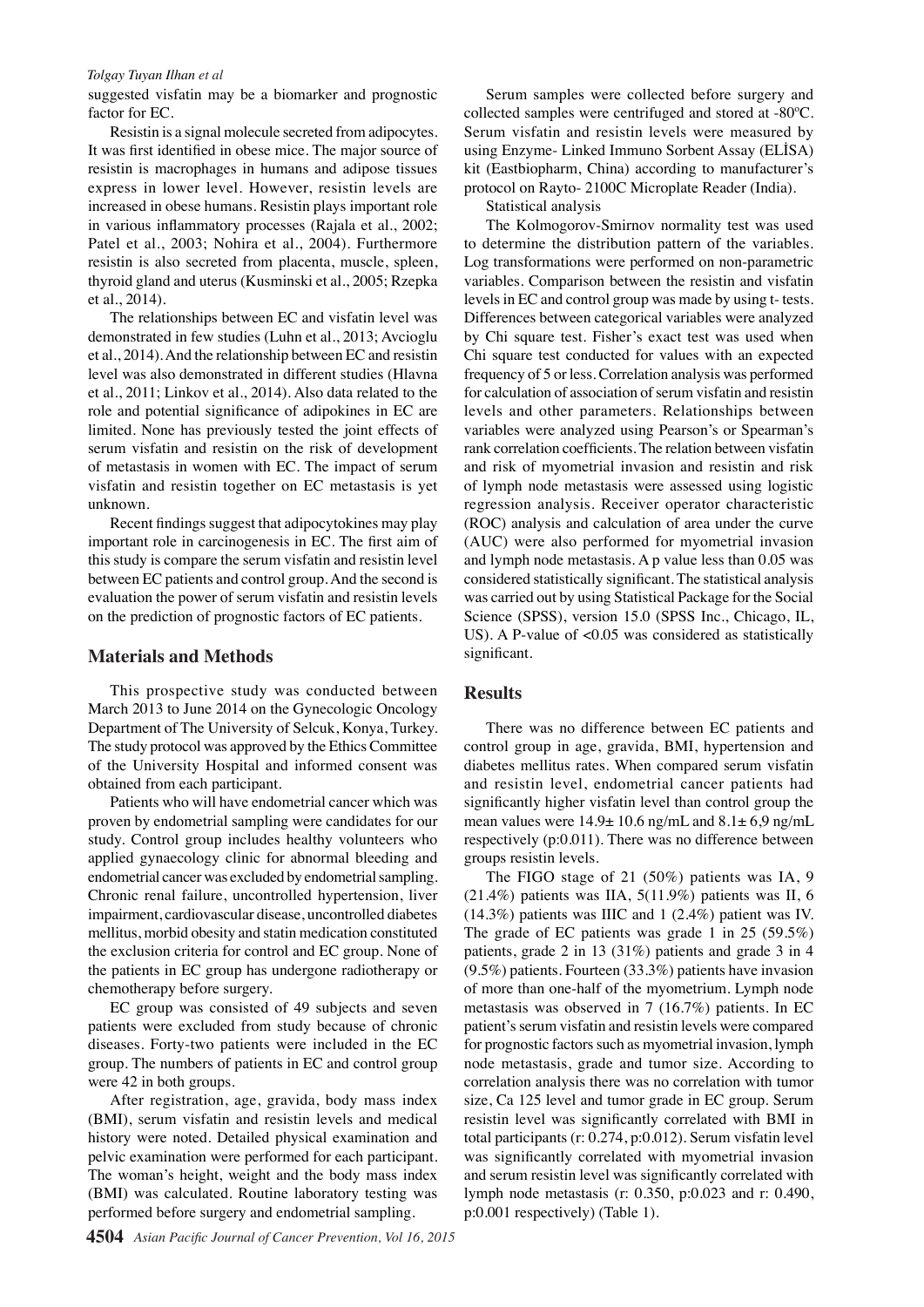suggested visfatin may be a biomarker and prognostic factor for EC.

Resistin is a signal molecule secreted from adipocytes. It was first identified in obese mice. The major source of resistin is macrophages in humans and adipose tissues express in lower level. However, resistin levels are increased in obese humans. Resistin plays important role in various inflammatory processes (Rajala et al., 2002; Patel et al., 2003; Nohira et al., 2004). Furthermore resistin is also secreted from placenta, muscle, spleen, thyroid gland and uterus (Kusminski et al., 2005; Rzepka et al., 2014).

The relationships between EC and visfatin level was demonstrated in few studies (Luhn et al., 2013; Avcioglu et al., 2014). And the relationship between EC and resistin level was also demonstrated in different studies (Hlavna et al., 2011; Linkov et al., 2014). Also data related to the role and potential significance of adipokines in EC are limited. None has previously tested the joint effects of serum visfatin and resistin on the risk of development of metastasis in women with EC. The impact of serum visfatin and resistin together on EC metastasis is yet unknown.

Recent findings suggest that adipocytokines may play important role in carcinogenesis in EC. The first aim of this study is compare the serum visfatin and resistin level between EC patients and control group. And the second is evaluation the power of serum visfatin and resistin levels on the prediction of prognostic factors of EC patients.

## Materials and Methods

This prospective study was conducted between March 2013 to June 2014 on the Gynecologic Oncology Department of The University of Selcuk, Konya, Turkey. The study protocol was approved by the Ethics Committee of the University Hospital and informed consent was obtained from each participant.

Patients who will have endometrial cancer which was proven by endometrial sampling were candidates for our study. Control group includes healthy volunteers who applied gynaecology clinic for abnormal bleeding and endometrial cancer was excluded by endometrial sampling. Chronic renal failure, uncontrolled hypertension, liver impairment, cardiovascular disease, uncontrolled diabetes mellitus, morbid obesity and statin medication constituted the exclusion criteria for control and EC group. None of the patients in EC group has undergone radiotherapy or chemotherapy before surgery.

EC group was consisted of 49 subjects and seven patients were excluded from study because of chronic diseases. Forty-two patients were included in the EC group. The numbers of patients in EC and control group were 42 in both groups.

After registration, age, gravida, body mass index (BMI), serum visfatin and resistin levels and medical history were noted. Detailed physical examination and pelvic examination were performed for each participant. The woman's height, weight and the body mass index (BMI) was calculated. Routine laboratory testing was performed before surgery and endometrial sampling.

Serum samples were collected before surgery and collected samples were centrifuged and stored at -80ºC. Serum visfatin and resistin levels were measured by using Enzyme- Linked Immuno Sorbent Assay (ELİSA) kit (Eastbiopharm, China) according to manufacturer's protocol on Rayto- 2100C Microplate Reader (India).

Statistical analysis

The Kolmogorov-Smirnov normality test was used to determine the distribution pattern of the variables. Log transformations were performed on non-parametric variables. Comparison between the resistin and visfatin levels in EC and control group was made by using t- tests. Differences between categorical variables were analyzed by Chi square test. Fisher's exact test was used when Chi square test conducted for values with an expected frequency of 5 or less. Correlation analysis was performed for calculation of association of serum visfatin and resistin levels and other parameters. Relationships between variables were analyzed using Pearson's or Spearman's rank correlation coefficients. The relation between visfatin and risk of myometrial invasion and resistin and risk of lymph node metastasis were assessed using logistic regression analysis. Receiver operator characteristic (ROC) analysis and calculation of area under the curve (AUC) were also performed for myometrial invasion and lymph node metastasis. A p value less than 0.05 was considered statistically significant. The statistical analysis was carried out by using Statistical Package for the Social Science (SPSS), version 15.0 (SPSS Inc., Chicago, IL, US). A P-value of <0.05 was considered as statistically significant.

## Results

There was no difference between EC patients and control group in age, gravida, BMI, hypertension and diabetes mellitus rates. When compared serum visfatin and resistin level, endometrial cancer patients had significantly higher visfatin level than control group the mean values were 14.9± 10.6 ng/mL and 8.1± 6,9 ng/mL respectively (p:0.011). There was no difference between groups resistin levels.

The FIGO stage of 21 (50%) patients was IA, 9 (21.4%) patients was IIA, 5(11.9%) patients was II, 6 (14.3%) patients was IIIC and 1 (2.4%) patient was IV. The grade of EC patients was grade 1 in 25 (59.5%) patients, grade 2 in 13 (31%) patients and grade 3 in 4 (9.5%) patients. Fourteen (33.3%) patients have invasion of more than one-half of the myometrium. Lymph node metastasis was observed in 7 (16.7%) patients. In EC patient's serum visfatin and resistin levels were compared for prognostic factors such as myometrial invasion, lymph node metastasis, grade and tumor size. According to correlation analysis there was no correlation with tumor size, Ca 125 level and tumor grade in EC group. Serum resistin level was significantly correlated with BMI in total participants (r: 0.274, p:0.012). Serum visfatin level was significantly correlated with myometrial invasion and serum resistin level was significantly correlated with lymph node metastasis (r: 0.350, p:0.023 and r: 0.490, p:0.001 respectively) (Table 1).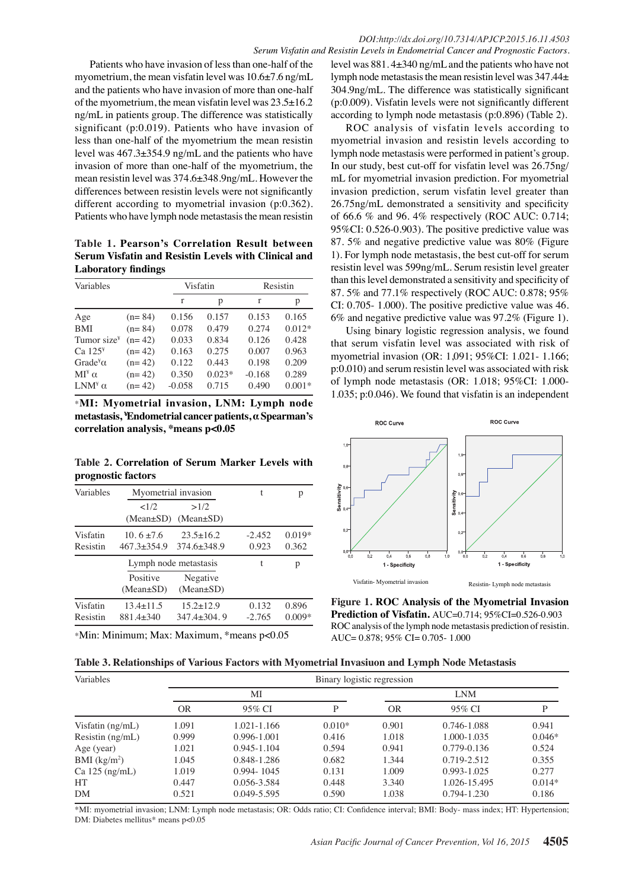Patients who have invasion of less than one-half of the myometrium, the mean visfatin level was 10.6±7.6 ng/mL and the patients who have invasion of more than one-half of the myometrium, the mean visfatin level was 23.5±16.2 ng/mL in patients group. The difference was statistically significant (p:0.019). Patients who have invasion of less than one-half of the myometrium the mean resistin level was 467.3±354.9 ng/mL and the patients who have invasion of more than one-half of the myometrium, the mean resistin level was 374.6±348.9ng/mL. However the differences between resistin levels were not significantly different according to myometrial invasion (p:0.362). Patients who have lymph node metastasis the mean resistin level was 881.4±340 ng/mL and the patients who have not lymph node metastasis the mean resistin level was 347.44±304.9ng/mL. The difference was statistically significant (p:0.009). Visfatin levels were not significantly different according to lymph node metastasis (p:0.896) (Table 2).

**Table 1. Pearson's Correlation Result between Serum Visfatin and Resistin Levels with Clinical and Laboratory findings**

| Variables | | Visfatin | | Resistin | |
|---|---|---|---|---|---|
| | | r | p | r | p |
| Age | (n= 84) | 0.156 | 0.157 | 0.153 | 0.165 |
| BMI | (n= 84) | 0.078 | 0.479 | 0.274 | 0.012* |
| Tumor size¥ | (n= 42) | 0.033 | 0.834 | 0.126 | 0.428 |
| Ca 125¥ | (n= 42) | 0.163 | 0.275 | 0.007 | 0.963 |
| Grade¥α | (n= 42) | 0.122 | 0.443 | 0.198 | 0.209 |
| MI¥ α | (n= 42) | 0.350 | 0.023* | -0.168 | 0.289 |
| LNM¥ α | (n= 42) | -0.058 | 0.715 | 0.490 | 0.001* |

**\*MI: Myometrial invasion, LNM: Lymph node metastasis, ¥Endometrial cancer patients, α Spearman's correlation analysis, \*means p<0.05**

**Table 2. Correlation of Serum Marker Levels with prognostic factors**

| Variables | Myometrial invasion | | t | p |
|---|---|---|---|---|
| | <1/2 (Mean±SD) | >1/2 (Mean±SD) | | |
| Visfatin | 10. 6 ±7.6 | 23.5±16.2 | -2.452 | 0.019* |
| Resistin | 467.3±354.9 | 374.6±348.9 | 0.923 | 0.362 |
| | Lymph node metastasis | | t | p |
| | Positive (Mean±SD) | Negative (Mean±SD) | | |
| Visfatin | 13.4±11.5 | 15.2±12.9 | 0.132 | 0.896 |
| Resistin | 881.4±340 | 347.4±304. 9 | -2.765 | 0.009* |

\*Min: Minimum; Max: Maximum, \*means p<0.05

ROC analysis of visfatin levels according to myometrial invasion and resistin levels according to lymph node metastasis were performed in patient's group. In our study, best cut-off for visfatin level was 26.75ng/mL for myometrial invasion prediction. For myometrial invasion prediction, serum visfatin level greater than 26.75ng/mL demonstrated a sensitivity and specificity of 66.6 % and 96. 4% respectively (ROC AUC: 0.714; 95%CI: 0.526-0.903). The positive predictive value was 87. 5% and negative predictive value was 80% (Figure 1). For lymph node metastasis, the best cut-off for serum resistin level was 599ng/mL. Serum resistin level greater than this level demonstrated a sensitivity and specificity of 87. 5% and 77.1% respectively (ROC AUC: 0.878; 95% CI: 0.705- 1.000). The positive predictive value was 46. 6% and negative predictive value was 97.2% (Figure 1).

Using binary logistic regression analysis, we found that serum visfatin level was associated with risk of myometrial invasion (OR: 1,091; 95%CI: 1.021- 1.166; p:0.010) and serum resistin level was associated with risk of lymph node metastasis (OR: 1.018; 95%CI: 1.000-1.035; p:0.046). We found that visfatin is an independent

Visfatin- Myometrial invasion

Resistin- Lymph node metastasis

**Figure 1. ROC Analysis of the Myometrial Invasion Prediction of Visfatin.** AUC=0.714; 95%CI=0.526-0.903 ROC analysis of the lymph node metastasis prediction of resistin. AUC= 0.878; 95% CI= 0.705- 1.000

**Table 3. Relationships of Various Factors with Myometrial Invasiuon and Lymph Node Metastasis**

| Variables | Binary logistic regression | | | | | |
|---|---|---|---|---|---|---|
| | MI | | | LNM | | |
| | OR | 95% CI | P | OR | 95% CI | P |
| Visfatin (ng/mL) | 1.091 | 1.021-1.166 | 0.010* | 0.901 | 0.746-1.088 | 0.941 |
| Resistin (ng/mL) | 0.999 | 0.996-1.001 | 0.416 | 1.018 | 1.000-1.035 | 0.046* |
| Age (year) | 1.021 | 0.945-1.104 | 0.594 | 0.941 | 0.779-0.136 | 0.524 |
| BMI (kg/m$^2$) | 1.045 | 0.848-1.286 | 0.682 | 1.344 | 0.719-2.512 | 0.355 |
| Ca 125 (ng/mL) | 1.019 | 0.994- 1045 | 0.131 | 1.009 | 0.993-1.025 | 0.277 |
| HT | 0.447 | 0.056-3.584 | 0.448 | 3.340 | 1.026-15.495 | 0.014* |
| DM | 0.521 | 0.049-5.595 | 0.590 | 1.038 | 0.794-1.230 | 0.186 |

\*MI: myometrial invasion; LNM: Lymph node metastasis; OR: Odds ratio; CI: Confidence interval; BMI: Body- mass index; HT: Hypertension; DM: Diabetes mellitus\* means p<0.05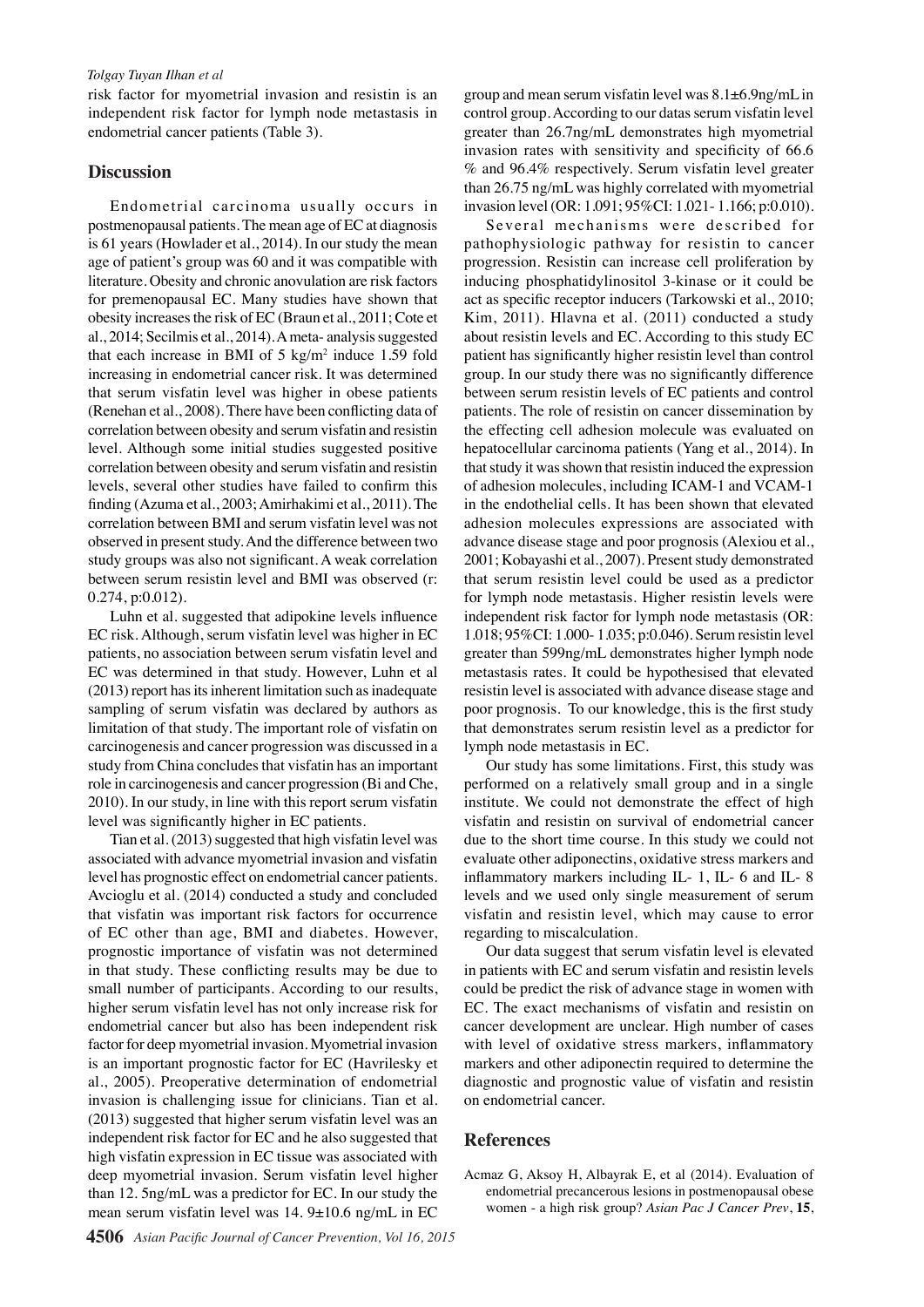risk factor for myometrial invasion and resistin is an independent risk factor for lymph node metastasis in endometrial cancer patients (Table 3).

## Discussion

Endometrial carcinoma usually occurs in postmenopausal patients. The mean age of EC at diagnosis is 61 years (Howlader et al., 2014). In our study the mean age of patient's group was 60 and it was compatible with literature. Obesity and chronic anovulation are risk factors for premenopausal EC. Many studies have shown that obesity increases the risk of EC (Braun et al., 2011; Cote et al., 2014; Secilmis et al., 2014). A meta- analysis suggested that each increase in BMI of 5 kg/m$^2$ induce 1.59 fold increasing in endometrial cancer risk. It was determined that serum visfatin level was higher in obese patients (Renehan et al., 2008). There have been conflicting data of correlation between obesity and serum visfatin and resistin level. Although some initial studies suggested positive correlation between obesity and serum visfatin and resistin levels, several other studies have failed to confirm this finding (Azuma et al., 2003; Amirhakimi et al., 2011). The correlation between BMI and serum visfatin level was not observed in present study. And the difference between two study groups was also not significant. A weak correlation between serum resistin level and BMI was observed (r: 0.274, p:0.012).

Luhn et al. suggested that adipokine levels influence EC risk. Although, serum visfatin level was higher in EC patients, no association between serum visfatin level and EC was determined in that study. However, Luhn et al (2013) report has its inherent limitation such as inadequate sampling of serum visfatin was declared by authors as limitation of that study. The important role of visfatin on carcinogenesis and cancer progression was discussed in a study from China concludes that visfatin has an important role in carcinogenesis and cancer progression (Bi and Che, 2010). In our study, in line with this report serum visfatin level was significantly higher in EC patients.

Tian et al. (2013) suggested that high visfatin level was associated with advance myometrial invasion and visfatin level has prognostic effect on endometrial cancer patients. Avcioglu et al. (2014) conducted a study and concluded that visfatin was important risk factors for occurrence of EC other than age, BMI and diabetes. However, prognostic importance of visfatin was not determined in that study. These conflicting results may be due to small number of participants. According to our results, higher serum visfatin level has not only increase risk for endometrial cancer but also has been independent risk factor for deep myometrial invasion. Myometrial invasion is an important prognostic factor for EC (Havrilesky et al., 2005). Preoperative determination of endometrial invasion is challenging issue for clinicians. Tian et al. (2013) suggested that higher serum visfatin level was an independent risk factor for EC and he also suggested that high visfatin expression in EC tissue was associated with deep myometrial invasion. Serum visfatin level higher than 12. 5ng/mL was a predictor for EC. In our study the mean serum visfatin level was 14. 9±10.6 ng/mL in EC group and mean serum visfatin level was 8.1±6.9ng/mL in control group. According to our datas serum visfatin level greater than 26.7ng/mL demonstrates high myometrial invasion rates with sensitivity and specificity of 66.6 % and 96.4% respectively. Serum visfatin level greater than 26.75 ng/mL was highly correlated with myometrial invasion level (OR: 1.091; 95%CI: 1.021- 1.166; p:0.010).

Several mechanisms were described for pathophysiologic pathway for resistin to cancer progression. Resistin can increase cell proliferation by inducing phosphatidylinositol 3-kinase or it could be act as specific receptor inducers (Tarkowski et al., 2010; Kim, 2011). Hlavna et al. (2011) conducted a study about resistin levels and EC. According to this study EC patient has significantly higher resistin level than control group. In our study there was no significantly difference between serum resistin levels of EC patients and control patients. The role of resistin on cancer dissemination by the effecting cell adhesion molecule was evaluated on hepatocellular carcinoma patients (Yang et al., 2014). In that study it was shown that resistin induced the expression of adhesion molecules, including ICAM-1 and VCAM-1 in the endothelial cells. It has been shown that elevated adhesion molecules expressions are associated with advance disease stage and poor prognosis (Alexiou et al., 2001; Kobayashi et al., 2007). Present study demonstrated that serum resistin level could be used as a predictor for lymph node metastasis. Higher resistin levels were independent risk factor for lymph node metastasis (OR: 1.018; 95%CI: 1.000- 1.035; p:0.046). Serum resistin level greater than 599ng/mL demonstrates higher lymph node metastasis rates. It could be hypothesised that elevated resistin level is associated with advance disease stage and poor prognosis. To our knowledge, this is the first study that demonstrates serum resistin level as a predictor for lymph node metastasis in EC.

Our study has some limitations. First, this study was performed on a relatively small group and in a single institute. We could not demonstrate the effect of high visfatin and resistin on survival of endometrial cancer due to the short time course. In this study we could not evaluate other adiponectins, oxidative stress markers and inflammatory markers including IL- 1, IL- 6 and IL- 8 levels and we used only single measurement of serum visfatin and resistin level, which may cause to error regarding to miscalculation.

Our data suggest that serum visfatin level is elevated in patients with EC and serum visfatin and resistin levels could be predict the risk of advance stage in women with EC. The exact mechanisms of visfatin and resistin on cancer development are unclear. High number of cases with level of oxidative stress markers, inflammatory markers and other adiponectin required to determine the diagnostic and prognostic value of visfatin and resistin on endometrial cancer.

## References

Acmaz G, Aksoy H, Albayrak E, et al (2014). Evaluation of endometrial precancerous lesions in postmenopausal obese women - a high risk group? *Asian Pac J Cancer Prev*, **15**,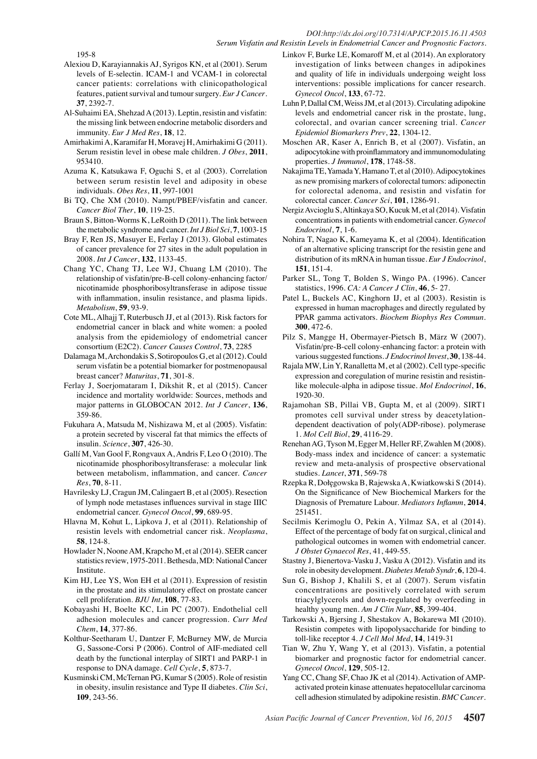195-8

Alexiou D, Karayiannakis AJ, Syrigos KN, et al (2001). Serum levels of E-selectin. ICAM-1 and VCAM-1 in colorectal cancer patients: correlations with clinicopathological features, patient survival and tumour surgery. *Eur J Cancer*. **37**, 2392-7.

Al-Suhaimi EA, Shehzad A (2013). Leptin, resistin and visfatin: the missing link between endocrine metabolic disorders and immunity. *Eur J Med Res*, **18**, 12.

Amirhakimi A, Karamifar H, Moravej H, Amirhakimi G (2011). Serum resistin level in obese male children. *J Obes*, **2011**, 953410.

Azuma K, Katsukawa F, Oguchi S, et al (2003). Correlation between serum resistin level and adiposity in obese individuals. *Obes Res*, **11**, 997-1001

Bi TQ, Che XM (2010). Nampt/PBEF/visfatin and cancer. *Cancer Biol Ther*, **10**, 119-25.

Braun S, Bitton-Worms K, LeRoith D (2011). The link between the metabolic syndrome and cancer. *Int J Biol Sci*, **7**, 1003-15

Bray F, Ren JS, Masuyer E, Ferlay J (2013). Global estimates of cancer prevalence for 27 sites in the adult population in 2008. *Int J Cancer*, **132**, 1133-45.

Chang YC, Chang TJ, Lee WJ, Chuang LM (2010). The relationship of visfatin/pre-B-cell colony-enhancing factor/ nicotinamide phosphoribosyltransferase in adipose tissue with inflammation, insulin resistance, and plasma lipids. *Metabolism*, **59**, 93-9.

Cote ML, Alhajj T, Ruterbusch JJ, et al (2013). Risk factors for endometrial cancer in black and white women: a pooled analysis from the epidemiology of endometrial cancer consortium (E2C2). *Cancer Causes Control*, **73**, 2285

Dalamaga M, Archondakis S, Sotiropoulos G, et al (2012). Could serum visfatin be a potential biomarker for postmenopausal breast cancer? *Maturitas*, **71**, 301-8.

Ferlay J, Soerjomataram I, Dikshit R, et al (2015). Cancer incidence and mortality worldwide: Sources, methods and major patterns in GLOBOCAN 2012. *Int J Cancer*, **136**, 359-86.

Fukuhara A, Matsuda M, Nishizawa M, et al (2005). Visfatin: a protein secreted by visceral fat that mimics the effects of insulin. *Science*, **307**, 426-30.

Gallí M, Van Gool F, Rongvaux A, Andris F, Leo O (2010). The nicotinamide phosphoribosyltransferase: a molecular link between metabolism, inflammation, and cancer. *Cancer Res*, **70**, 8-11.

Havrilesky LJ, Cragun JM, Calingaert B, et al (2005). Resection of lymph node metastases influences survival in stage IIIC endometrial cancer. *Gynecol Oncol*, **99**, 689-95.

Hlavna M, Kohut L, Lipkova J, et al (2011). Relationship of resistin levels with endometrial cancer risk. *Neoplasma*, **58**, 124-8.

Howlader N, Noone AM, Krapcho M, et al (2014). SEER cancer statistics review, 1975-2011. Bethesda, MD: National Cancer Institute.

Kim HJ, Lee YS, Won EH et al (2011). Expression of resistin in the prostate and its stimulatory effect on prostate cancer cell proliferation. *BJU Int*, **108**, 77-83.

Kobayashi H, Boelte KC, Lin PC (2007). Endothelial cell adhesion molecules and cancer progression. *Curr Med Chem*, **14**, 377-86.

Kolthur-Seetharam U, Dantzer F, McBurney MW, de Murcia G, Sassone-Corsi P (2006). Control of AIF-mediated cell death by the functional interplay of SIRT1 and PARP-1 in response to DNA damage. *Cell Cycle*, **5**, 873-7.

Kusminski CM, McTernan PG, Kumar S (2005). Role of resistin in obesity, insulin resistance and Type II diabetes. *Clin Sci*, **109**, 243-56.

Linkov F, Burke LE, Komaroff M, et al (2014). An exploratory investigation of links between changes in adipokines and quality of life in individuals undergoing weight loss interventions: possible implications for cancer research. *Gynecol Oncol*, **133**, 67-72.

Luhn P, Dallal CM, Weiss JM, et al (2013). Circulating adipokine levels and endometrial cancer risk in the prostate, lung, colorectal, and ovarian cancer screening trial. *Cancer Epidemiol Biomarkers Prev*, **22**, 1304-12.

Moschen AR, Kaser A, Enrich B, et al (2007). Visfatin, an adipocytokine with proinflammatory and immunomodulating properties. *J Immunol*, **178**, 1748-58.

Nakajima TE, Yamada Y, Hamano T, et al (2010). Adipocytokines as new promising markers of colorectal tumors: adiponectin for colorectal adenoma, and resistin and visfatin for colorectal cancer. *Cancer Sci*, **101**, 1286-91.

Nergiz Avcioglu S, Altinkaya SO, Kucuk M, et al (2014). Visfatin concentrations in patients with endometrial cancer. *Gynecol Endocrinol*, **7**, 1-6.

Nohira T, Nagao K, Kameyama K, et al (2004). Identification of an alternative splicing transcript for the resistin gene and distribution of its mRNA in human tissue. *Eur J Endocrinol*, **151**, 151-4.

Parker SL, Tong T, Bolden S, Wingo PA. (1996). Cancer statistics, 1996. *CA: A Cancer J Clin*, **46**, 5- 27.

Patel L, Buckels AC, Kinghorn IJ, et al (2003). Resistin is expressed in human macrophages and directly regulated by PPAR gamma activators. *Biochem Biophys Res Commun*. **300**, 472-6.

Pilz S, Mangge H, Obermayer-Pietsch B, März W (2007). Visfatin/pre-B-cell colony-enhancing factor: a protein with various suggested functions. *J Endocrinol Invest*, **30**, 138-44.

Rajala MW, Lin Y, Ranalletta M, et al (2002). Cell type-specific expression and coregulation of murine resistin and resistin-like molecule-alpha in adipose tissue. *Mol Endocrinol*, **16**, 1920-30.

Rajamohan SB, Pillai VB, Gupta M, et al (2009). SIRT1 promotes cell survival under stress by deacetylation-dependent deactivation of poly(ADP-ribose). polymerase 1. *Mol Cell Biol*, **29**, 4116-29.

Renehan AG, Tyson M, Egger M, Heller RF, Zwahlen M (2008). Body-mass index and incidence of cancer: a systematic review and meta-analysis of prospective observational studies. *Lancet*, **371**, 569-78

Rzepka R, Dołęgowska B, Rajewska A, Kwiatkowski S (2014). On the Significance of New Biochemical Markers for the Diagnosis of Premature Labour. *Mediators Inflamm*, **2014**, 251451.

Secilmis Kerimoglu O, Pekin A, Yilmaz SA, et al (2014). Effect of the percentage of body fat on surgical, clinical and pathological outcomes in women with endometrial cancer. *J Obstet Gynaecol Res*, 41, 449-55.

Stastny J, Bienertova-Vasku J, Vasku A (2012). Visfatin and its role in obesity development. *Diabetes Metab Syndr*, **6**, 120-4.

Sun G, Bishop J, Khalili S, et al (2007). Serum visfatin concentrations are positively correlated with serum triacylglycerols and down-regulated by overfeeding in healthy young men. *Am J Clin Nutr*, **85**, 399-404.

Tarkowski A, Bjersing J, Shestakov A, Bokarewa MI (2010). Resistin competes with lipopolysaccharide for binding to toll-like receptor 4. *J Cell Mol Med*, **14**, 1419-31

Tian W, Zhu Y, Wang Y, et al (2013). Visfatin, a potential biomarker and prognostic factor for endometrial cancer. *Gynecol Oncol*, **129**, 505-12.

Yang CC, Chang SF, Chao JK et al (2014). Activation of AMP-activated protein kinase attenuates hepatocellular carcinoma cell adhesion stimulated by adipokine resistin. *BMC Cancer*.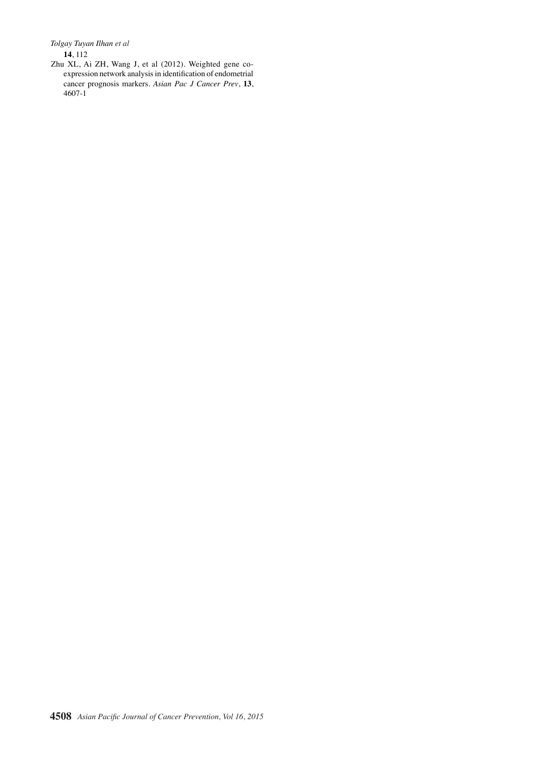**14**, 112

Zhu XL, Ai ZH, Wang J, et al (2012). Weighted gene co-expression network analysis in identification of endometrial cancer prognosis markers. *Asian Pac J Cancer Prev*, **13**, 4607-1